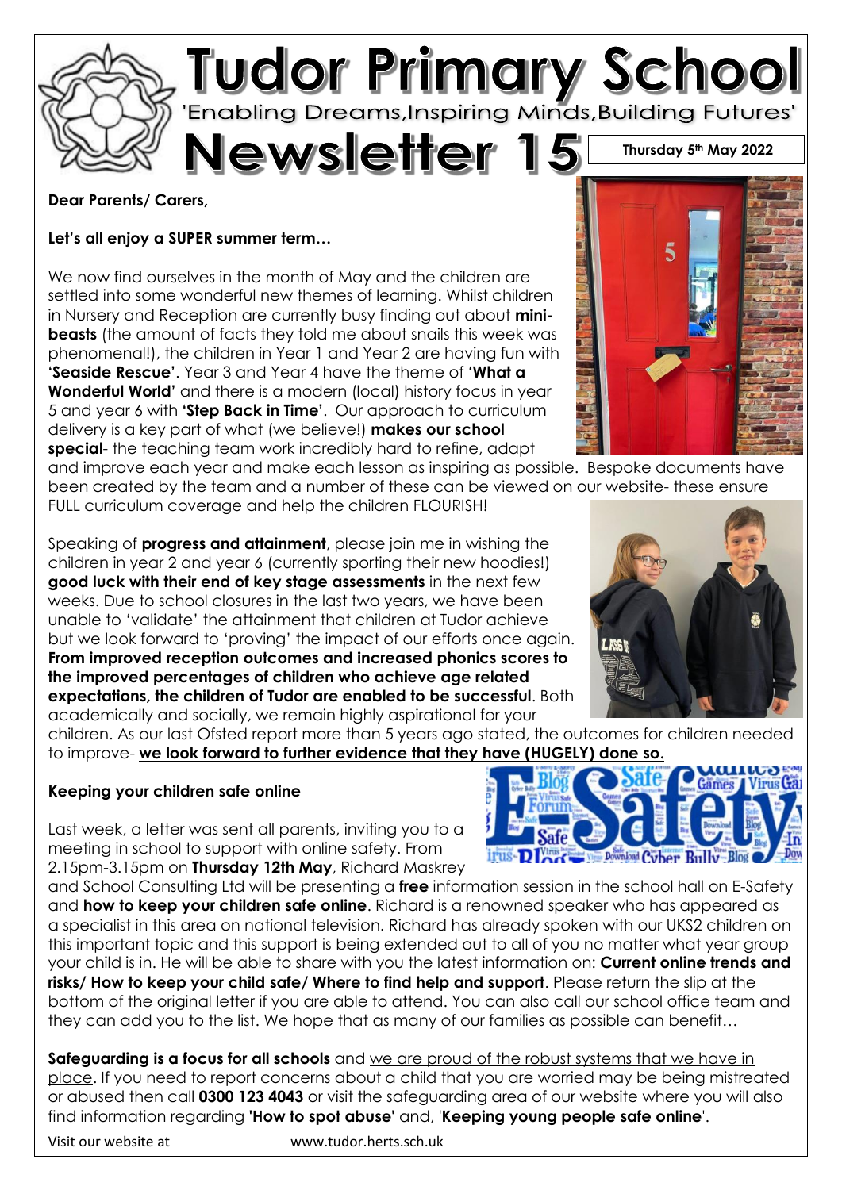# Tudor Primary School

'Enabling Dreams,Inspiring Minds,Building Futures'

# Newsletter 15

**Thursday 5th May 2022**

**Dear Parents/ Carers,**

**Let's all enjoy a SUPER summer term…**

We now find ourselves in the month of May and the children are settled into some wonderful new themes of learning. Whilst children in Nursery and Reception are currently busy finding out about **mini-beasts** (the amount of facts they told me about snails this week was phenomenal!), the children in Year 1 and Year 2 are having fun with **'Seaside Rescue'**. Year 3 and Year 4 have the theme of **'What a Wonderful World'** and there is a modern (local) history focus in year 5 and year 6 with **'Step Back in Time'**. Our approach to curriculum delivery is a key part of what (we believe!) **makes our school special**- the teaching team work incredibly hard to refine, adapt and improve each year and make each lesson as inspiring as possible. Bespoke documents have been created by the team and a number of these can be viewed on our website- these ensure FULL curriculum coverage and help the children FLOURISH!

Speaking of **progress and attainment**, please join me in wishing the children in year 2 and year 6 (currently sporting their new hoodies!) **good luck with their end of key stage assessments** in the next few weeks. Due to school closures in the last two years, we have been unable to 'validate' the attainment that children at Tudor achieve but we look forward to 'proving' the impact of our efforts once again. **From improved reception outcomes and increased phonics scores to the improved percentages of children who achieve age related expectations, the children of Tudor are enabled to be successful**. Both academically and socially, we remain highly aspirational for your children. As our last Ofsted report more than 5 years ago stated, the outcomes for children needed to improve- **<u>we look forward to further evidence that they have (HUGELY) done so.</u>**

**Keeping your children safe online**

Last week, a letter was sent all parents, inviting you to a meeting in school to support with online safety. From 2.15pm-3.15pm on **Thursday 12th May**, Richard Maskrey and School Consulting Ltd will be presenting a **free** information session in the school hall on E-Safety and **how to keep your children safe online**. Richard is a renowned speaker who has appeared as a specialist in this area on national television. Richard has already spoken with our UKS2 children on this important topic and this support is being extended out to all of you no matter what year group your child is in. He will be able to share with you the latest information on: **Current online trends and risks/ How to keep your child safe/ Where to find help and support**. Please return the slip at the bottom of the original letter if you are able to attend. You can also call our school office team and they can add you to the list. We hope that as many of our families as possible can benefit…

**Safeguarding is a focus for all schools** and <u>we are proud of the robust systems that we have in place</u>. If you need to report concerns about a child that you are worried may be being mistreated or abused then call **0300 123 4043** or visit the safeguarding area of our website where you will also find information regarding **'How to spot abuse'** and, '**Keeping young people safe online**'.

Visit our website at www.tudor.herts.sch.uk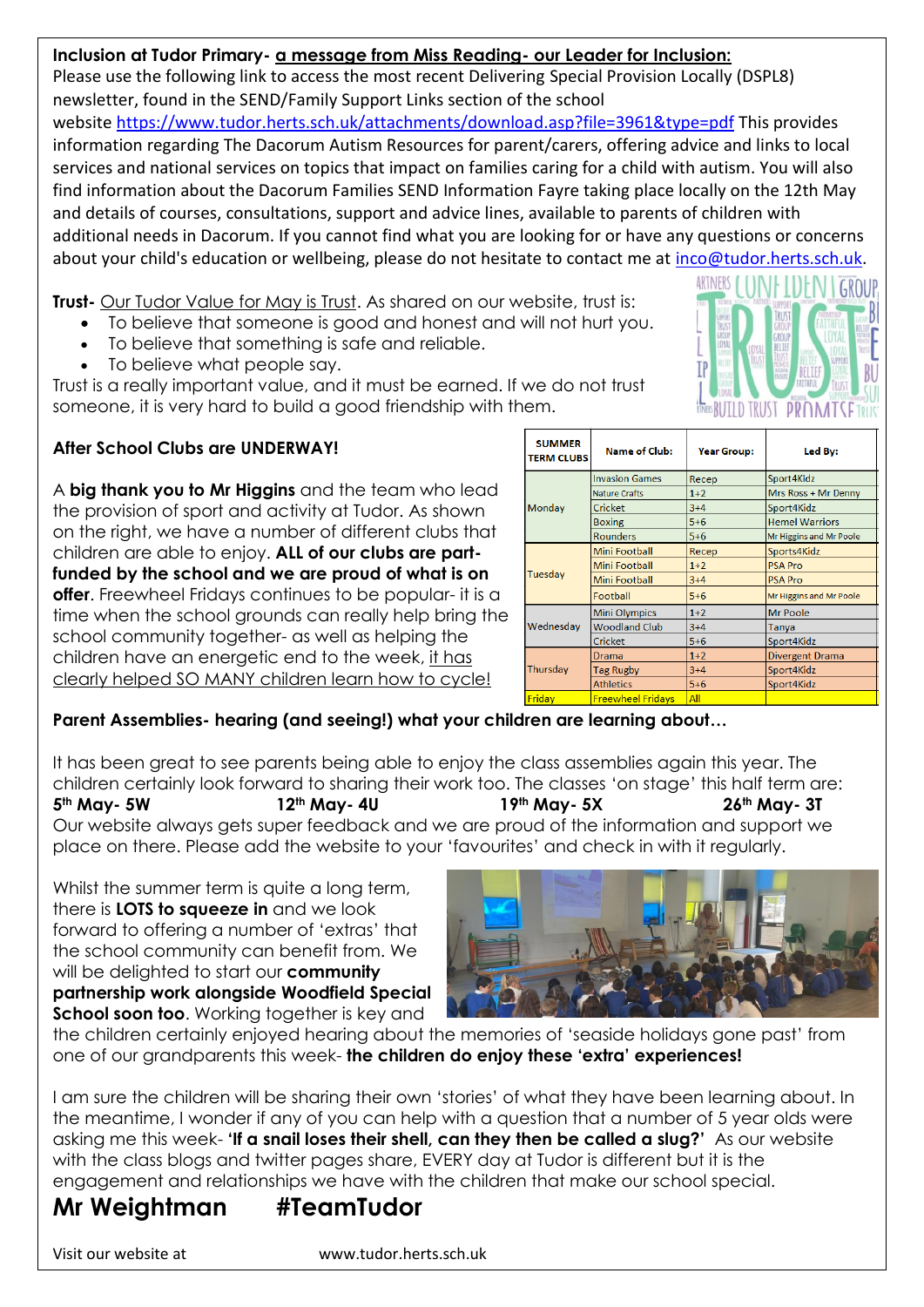**Inclusion at Tudor Primary- a message from Miss Reading- our Leader for Inclusion:**
Please use the following link to access the most recent Delivering Special Provision Locally (DSPL8) newsletter, found in the SEND/Family Support Links section of the school website https://www.tudor.herts.sch.uk/attachments/download.asp?file=3961&type=pdf This provides information regarding The Dacorum Autism Resources for parent/carers, offering advice and links to local services and national services on topics that impact on families caring for a child with autism. You will also find information about the Dacorum Families SEND Information Fayre taking place locally on the 12th May and details of courses, consultations, support and advice lines, available to parents of children with additional needs in Dacorum. If you cannot find what you are looking for or have any questions or concerns about your child's education or wellbeing, please do not hesitate to contact me at inco@tudor.herts.sch.uk.

**Trust-** Our Tudor Value for May is Trust. As shared on our website, trust is:

- To believe that someone is good and honest and will not hurt you.
- To believe that something is safe and reliable.
- To believe what people say.

Trust is a really important value, and it must be earned. If we do not trust someone, it is very hard to build a good friendship with them.

**After School Clubs are UNDERWAY!**

A **big thank you to Mr Higgins** and the team who lead the provision of sport and activity at Tudor. As shown on the right, we have a number of different clubs that children are able to enjoy. **ALL of our clubs are part-funded by the school and we are proud of what is on offer**. Freewheel Fridays continues to be popular- it is a time when the school grounds can really help bring the school community together- as well as helping the children have an energetic end to the week, it has clearly helped SO MANY children learn how to cycle!

| SUMMER TERM CLUBS | Name of Club: | Year Group: | Led By: |
|---|---|---|---|
| Monday | Invasion Games | Recep | Sport4Kidz |
| | Nature Crafts | 1+2 | Mrs Ross + Mr Denny |
| | Cricket | 3+4 | Sport4Kidz |
| | Boxing | 5+6 | Hemel Warriors |
| | Rounders | 5+6 | Mr Higgins and Mr Poole |
| Tuesday | Mini Football | Recep | Sports4Kidz |
| | Mini Football | 1+2 | PSA Pro |
| | Mini Football | 3+4 | PSA Pro |
| | Football | 5+6 | Mr Higgins and Mr Poole |
| Wednesday | Mini Olympics | 1+2 | Mr Poole |
| | Woodland Club | 3+4 | Tanya |
| | Cricket | 5+6 | Sport4Kidz |
| Thursday | Drama | 1+2 | Divergent Drama |
| | Tag Rugby | 3+4 | Sport4Kidz |
| | Athletics | 5+6 | Sport4Kidz |
| Friday | Freewheel Fridays | All | |

**Parent Assemblies- hearing (and seeing!) what your children are learning about…**

It has been great to see parents being able to enjoy the class assemblies again this year. The children certainly look forward to sharing their work too. The classes 'on stage' this half term are:
**5th May- 5W** **12th May- 4U** **19th May- 5X** **26th May- 3T**
Our website always gets super feedback and we are proud of the information and support we place on there. Please add the website to your 'favourites' and check in with it regularly.

Whilst the summer term is quite a long term, there is **LOTS to squeeze in** and we look forward to offering a number of 'extras' that the school community can benefit from. We will be delighted to start our **community partnership work alongside Woodfield Special School soon too**. Working together is key and the children certainly enjoyed hearing about the memories of 'seaside holidays gone past' from one of our grandparents this week- **the children do enjoy these 'extra' experiences!**

I am sure the children will be sharing their own 'stories' of what they have been learning about. In the meantime, I wonder if any of you can help with a question that a number of 5 year olds were asking me this week- **'If a snail loses their shell, can they then be called a slug?'** As our website with the class blogs and twitter pages share, EVERY day at Tudor is different but it is the engagement and relationships we have with the children that make our school special.

## Mr Weightman #TeamTudor

Visit our website at www.tudor.herts.sch.uk